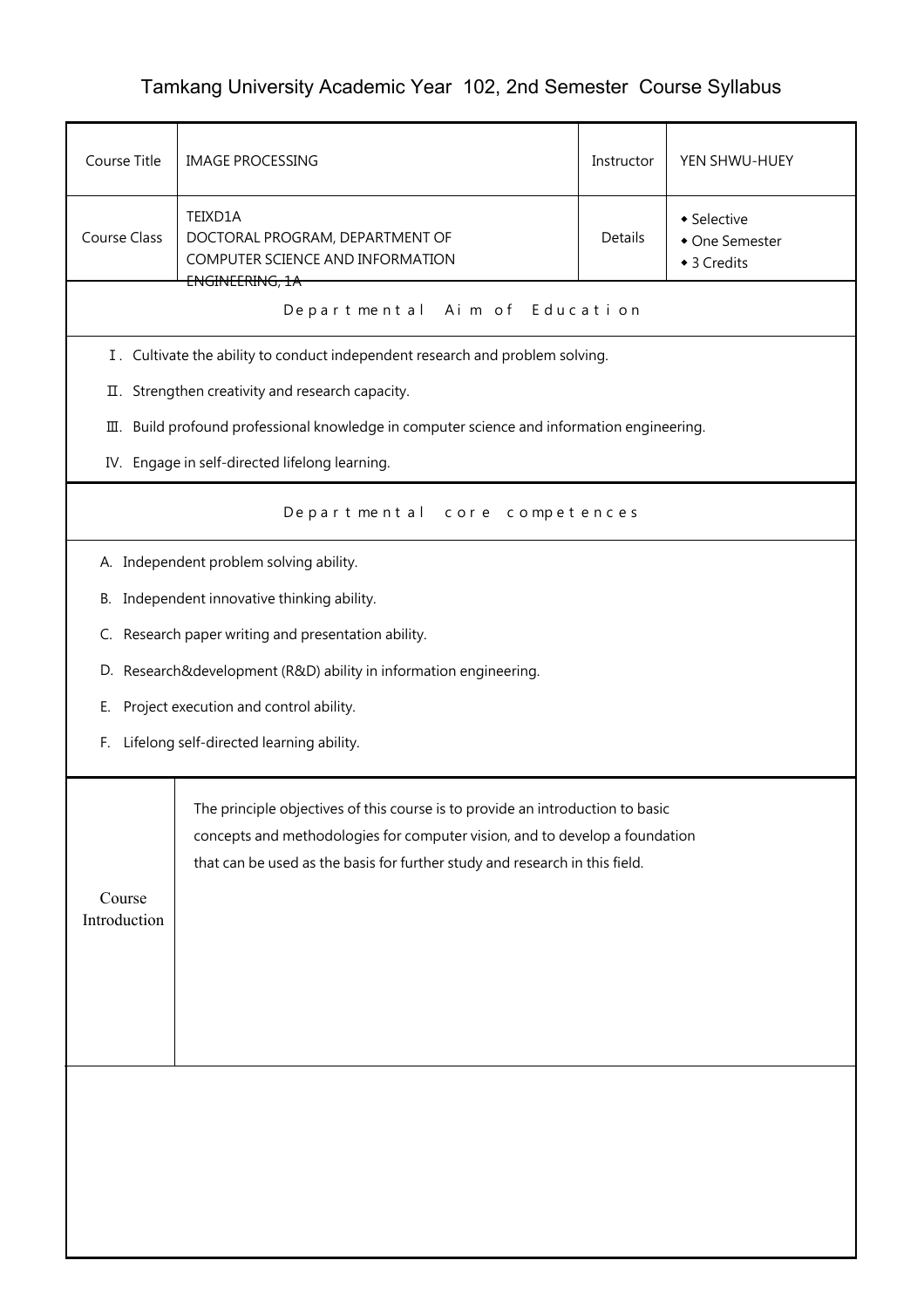# Tamkang University Academic Year 102, 2nd Semester Course Syllabus

| Course Title | IMAGE PROCESSING | Instructor | YEN SHWU-HUEY |
|---|---|---|---|
| Course Class | TEIXD1A<br>DOCTORAL PROGRAM, DEPARTMENT OF COMPUTER SCIENCE AND INFORMATION ENGINEERING, 1A | Details | ◆ Selective<br>◆ One Semester<br>◆ 3 Credits |

## Departmental Aim of Education

Ⅰ. Cultivate the ability to conduct independent research and problem solving.

Ⅱ. Strengthen creativity and research capacity.

Ⅲ. Build profound professional knowledge in computer science and information engineering.

IV. Engage in self-directed lifelong learning.

## Departmental core competences

A. Independent problem solving ability.

B. Independent innovative thinking ability.

C. Research paper writing and presentation ability.

D. Research&development (R&D) ability in information engineering.

E. Project execution and control ability.

F. Lifelong self-directed learning ability.

| Course Introduction | The principle objectives of this course is to provide an introduction to basic concepts and methodologies for computer vision, and to develop a foundation that can be used as the basis for further study and research in this field. |
|---|---|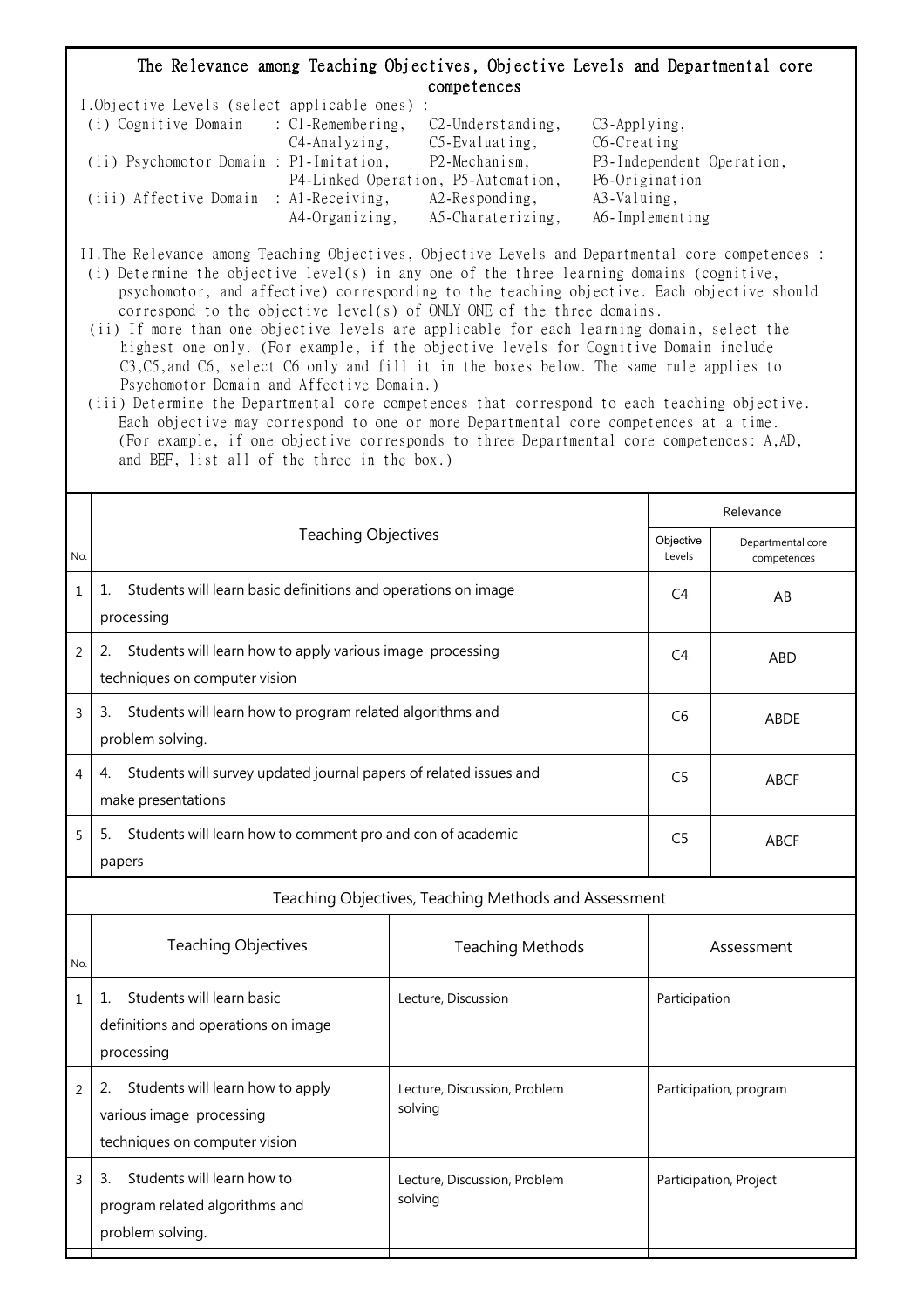## The Relevance among Teaching Objectives, Objective Levels and Departmental core competences

I.Objective Levels (select applicable ones) :

(i) Cognitive Domain : C1-Remembering, C2-Understanding, C3-Applying, C4-Analyzing, C5-Evaluating, C6-Creating

(ii) Psychomotor Domain : P1-Imitation, P2-Mechanism, P3-Independent Operation, P4-Linked Operation, P5-Automation, P6-Origination

(iii) Affective Domain : A1-Receiving, A2-Responding, A3-Valuing, A4-Organizing, A5-Charaterizing, A6-Implementing

II.The Relevance among Teaching Objectives, Objective Levels and Departmental core competences :

(i) Determine the objective level(s) in any one of the three learning domains (cognitive, psychomotor, and affective) corresponding to the teaching objective. Each objective should correspond to the objective level(s) of ONLY ONE of the three domains.

(ii) If more than one objective levels are applicable for each learning domain, select the highest one only. (For example, if the objective levels for Cognitive Domain include C3,C5,and C6, select C6 only and fill it in the boxes below. The same rule applies to Psychomotor Domain and Affective Domain.)

(iii) Determine the Departmental core competences that correspond to each teaching objective. Each objective may correspond to one or more Departmental core competences at a time. (For example, if one objective corresponds to three Departmental core competences: A,AD, and BEF, list all of the three in the box.)

| No. | Teaching Objectives | Relevance | |
|---|---|---|---|
| | | Objective Levels | Departmental core competences |
| 1 | 1. Students will learn basic definitions and operations on image processing | C4 | AB |
| 2 | 2. Students will learn how to apply various image processing techniques on computer vision | C4 | ABD |
| 3 | 3. Students will learn how to program related algorithms and problem solving. | C6 | ABDE |
| 4 | 4. Students will survey updated journal papers of related issues and make presentations | C5 | ABCF |
| 5 | 5. Students will learn how to comment pro and con of academic papers | C5 | ABCF |

### Teaching Objectives, Teaching Methods and Assessment

| No. | Teaching Objectives | Teaching Methods | Assessment |
|---|---|---|---|
| 1 | 1. Students will learn basic definitions and operations on image processing | Lecture, Discussion | Participation |
| 2 | 2. Students will learn how to apply various image processing techniques on computer vision | Lecture, Discussion, Problem solving | Participation, program |
| 3 | 3. Students will learn how to program related algorithms and problem solving. | Lecture, Discussion, Problem solving | Participation, Project |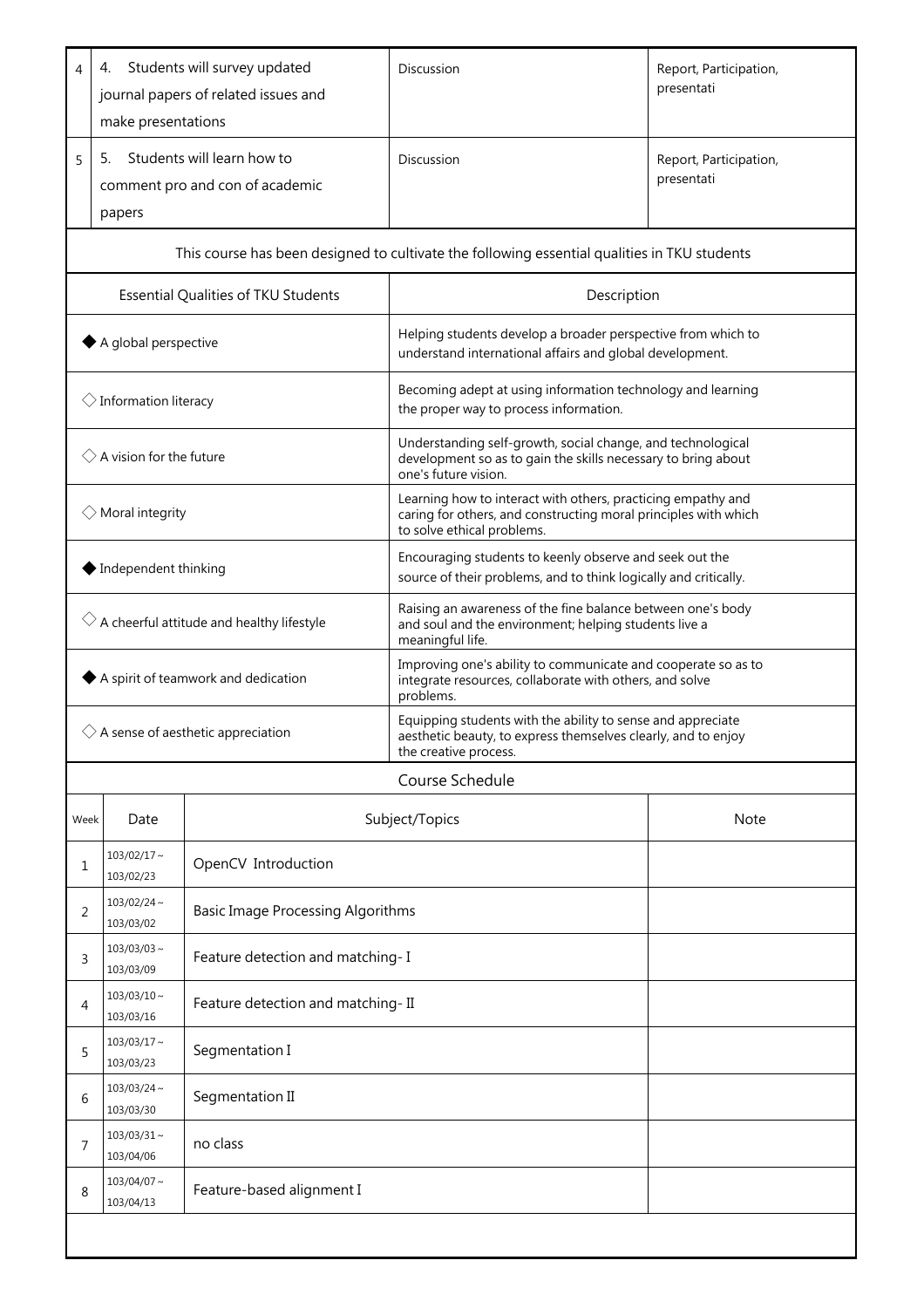| | | | |
|---|---|---|---|
| 4 | 4. Students will survey updated journal papers of related issues and make presentations | Discussion | Report, Participation, presentati |
| 5 | 5. Students will learn how to comment pro and con of academic papers | Discussion | Report, Participation, presentati |

This course has been designed to cultivate the following essential qualities in TKU students

| Essential Qualities of TKU Students | Description |
|---|---|
| ◆ A global perspective | Helping students develop a broader perspective from which to understand international affairs and global development. |
| ◇ Information literacy | Becoming adept at using information technology and learning the proper way to process information. |
| ◇ A vision for the future | Understanding self-growth, social change, and technological development so as to gain the skills necessary to bring about one's future vision. |
| ◇ Moral integrity | Learning how to interact with others, practicing empathy and caring for others, and constructing moral principles with which to solve ethical problems. |
| ◆ Independent thinking | Encouraging students to keenly observe and seek out the source of their problems, and to think logically and critically. |
| ◇ A cheerful attitude and healthy lifestyle | Raising an awareness of the fine balance between one's body and soul and the environment; helping students live a meaningful life. |
| ◆ A spirit of teamwork and dedication | Improving one's ability to communicate and cooperate so as to integrate resources, collaborate with others, and solve problems. |
| ◇ A sense of aesthetic appreciation | Equipping students with the ability to sense and appreciate aesthetic beauty, to express themselves clearly, and to enjoy the creative process. |

Course Schedule

| Week | Date | Subject/Topics | Note |
|---|---|---|---|
| 1 | 103/02/17 ~ 103/02/23 | OpenCV Introduction | |
| 2 | 103/02/24 ~ 103/03/02 | Basic Image Processing Algorithms | |
| 3 | 103/03/03 ~ 103/03/09 | Feature detection and matching- I | |
| 4 | 103/03/10 ~ 103/03/16 | Feature detection and matching- II | |
| 5 | 103/03/17 ~ 103/03/23 | Segmentation I | |
| 6 | 103/03/24 ~ 103/03/30 | Segmentation II | |
| 7 | 103/03/31 ~ 103/04/06 | no class | |
| 8 | 103/04/07 ~ 103/04/13 | Feature-based alignment I | |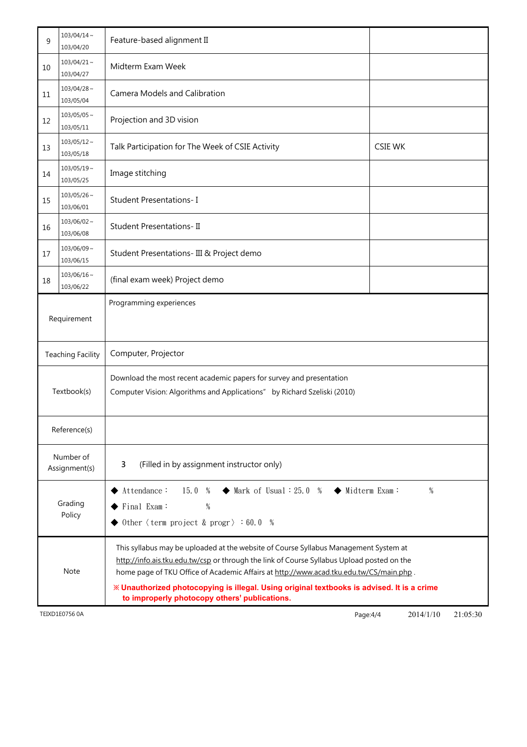| | | | |
|---|---|---|---|
| 9 | 103/04/14～103/04/20 | Feature-based alignment II | |
| 10 | 103/04/21～103/04/27 | Midterm Exam Week | |
| 11 | 103/04/28～103/05/04 | Camera Models and Calibration | |
| 12 | 103/05/05～103/05/11 | Projection and 3D vision | |
| 13 | 103/05/12～103/05/18 | Talk Participation for The Week of CSIE Activity | CSIE WK |
| 14 | 103/05/19～103/05/25 | Image stitching | |
| 15 | 103/05/26～103/06/01 | Student Presentations- I | |
| 16 | 103/06/02～103/06/08 | Student Presentations- II | |
| 17 | 103/06/09～103/06/15 | Student Presentations- III & Project demo | |
| 18 | 103/06/16～103/06/22 | (final exam week) Project demo | |

| | |
|---|---|
| Requirement | Programming experiences |
| Teaching Facility | Computer, Projector |
| Textbook(s) | Download the most recent academic papers for survey and presentation<br>Computer Vision: Algorithms and Applications" by Richard Szeliski (2010) |
| Reference(s) | |
| Number of Assignment(s) | 3 (Filled in by assignment instructor only) |
| Grading Policy | ◆ Attendance： 15.0 % ◆ Mark of Usual：25.0 % ◆ Midterm Exam： %<br>◆ Final Exam： %<br>◆ Other〈term project & progr〉：60.0 % |
| Note | This syllabus may be uploaded at the website of Course Syllabus Management System at http://info.ais.tku.edu.tw/csp or through the link of Course Syllabus Upload posted on the home page of TKU Office of Academic Affairs at http://www.acad.tku.edu.tw/CS/main.php .<br>**※ Unauthorized photocopying is illegal. Using original textbooks is advised. It is a crime to improperly photocopy others' publications.** |

TEIXD1E0756 0A 2014/1/10 21:05:30